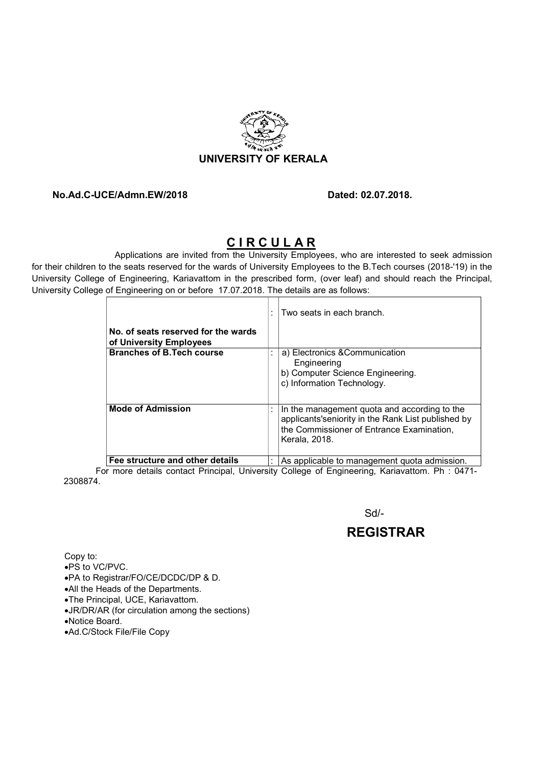# UNIVERSITY OF KERALA

**No.Ad.C-UCE/Admn.EW/2018** **Dated: 02.07.2018.**

## C I R C U L A R

Applications are invited from the University Employees, who are interested to seek admission for their children to the seats reserved for the wards of University Employees to the B.Tech courses (2018-'19) in the University College of Engineering, Kariavattom in the prescribed form, (over leaf) and should reach the Principal, University College of Engineering on or before 17.07.2018. The details are as follows:

| | | |
|---|---|---|
| **No. of seats reserved for the wards of University Employees** | : | Two seats in each branch. |
| **Branches of B.Tech course** | : | a) Electronics &Communication Engineering<br>b) Computer Science Engineering.<br>c) Information Technology. |
| **Mode of Admission** | : | In the management quota and according to the applicants'seniority in the Rank List published by the Commissioner of Entrance Examination, Kerala, 2018. |
| **Fee structure and other details** | : | As applicable to management quota admission. |

For more details contact Principal, University College of Engineering, Kariavattom. Ph : 0471-2308874.

Sd/-

**REGISTRAR**

Copy to:

- PS to VC/PVC.
- PA to Registrar/FO/CE/DCDC/DP & D.
- All the Heads of the Departments.
- The Principal, UCE, Kariavattom.
- JR/DR/AR (for circulation among the sections)
- Notice Board.
- Ad.C/Stock File/File Copy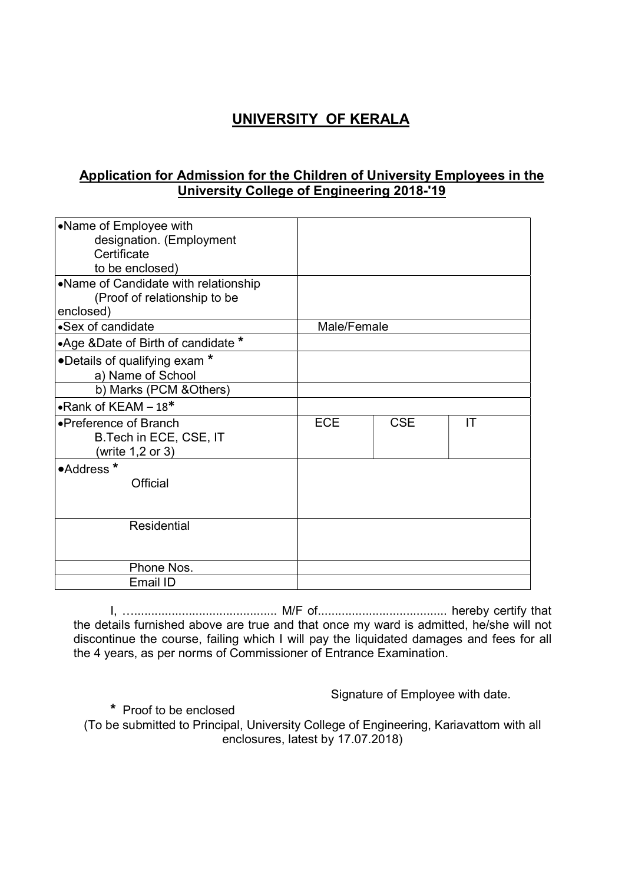# UNIVERSITY OF KERALA

## Application for Admission for the Children of University Employees in the University College of Engineering 2018-'19

| | | | |
|---|---|---|---|
| •Name of Employee with designation. (Employment Certificate to be enclosed) | | | |
| •Name of Candidate with relationship (Proof of relationship to be enclosed) | | | |
| •Sex of candidate | Male/Female | | |
| •Age &Date of Birth of candidate * | | | |
| •Details of qualifying exam * a) Name of School | | | |
| b) Marks (PCM &Others) | | | |
| •Rank of KEAM – 18* | | | |
| •Preference of Branch B.Tech in ECE, CSE, IT (write 1,2 or 3) | ECE | CSE | IT |
| •Address * Official | | | |
| Residential | | | |
| Phone Nos. | | | |
| Email ID | | | |

I, …......................................... M/F of..................................... hereby certify that the details furnished above are true and that once my ward is admitted, he/she will not discontinue the course, failing which I will pay the liquidated damages and fees for all the 4 years, as per norms of Commissioner of Entrance Examination.

Signature of Employee with date.

\* Proof to be enclosed

(To be submitted to Principal, University College of Engineering, Kariavattom with all enclosures, latest by 17.07.2018)